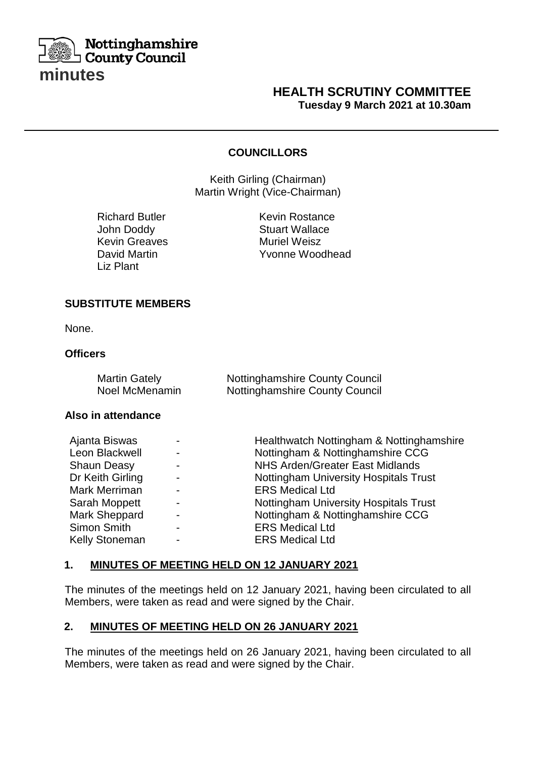Nottinghamshire County Council

# minutes

## HEALTH SCRUTINY COMMITTEE

**Tuesday 9 March 2021 at 10.30am**

### COUNCILLORS

Keith Girling (Chairman)
Martin Wright (Vice-Chairman)

Richard Butler
John Doddy
Kevin Greaves
David Martin
Liz Plant
Kevin Rostance
Stuart Wallace
Muriel Weisz
Yvonne Woodhead

### SUBSTITUTE MEMBERS

None.

### Officers

| | |
|---|---|
| Martin Gately | Nottinghamshire County Council |
| Noel McMenamin | Nottinghamshire County Council |

### Also in attendance

| | | |
|---|---|---|
| Ajanta Biswas | - | Healthwatch Nottingham & Nottinghamshire |
| Leon Blackwell | - | Nottingham & Nottinghamshire CCG |
| Shaun Deasy | - | NHS Arden/Greater East Midlands |
| Dr Keith Girling | - | Nottingham University Hospitals Trust |
| Mark Merriman | - | ERS Medical Ltd |
| Sarah Moppett | - | Nottingham University Hospitals Trust |
| Mark Sheppard | - | Nottingham & Nottinghamshire CCG |
| Simon Smith | - | ERS Medical Ltd |
| Kelly Stoneman | - | ERS Medical Ltd |

### 1. MINUTES OF MEETING HELD ON 12 JANUARY 2021

The minutes of the meetings held on 12 January 2021, having been circulated to all Members, were taken as read and were signed by the Chair.

### 2. MINUTES OF MEETING HELD ON 26 JANUARY 2021

The minutes of the meetings held on 26 January 2021, having been circulated to all Members, were taken as read and were signed by the Chair.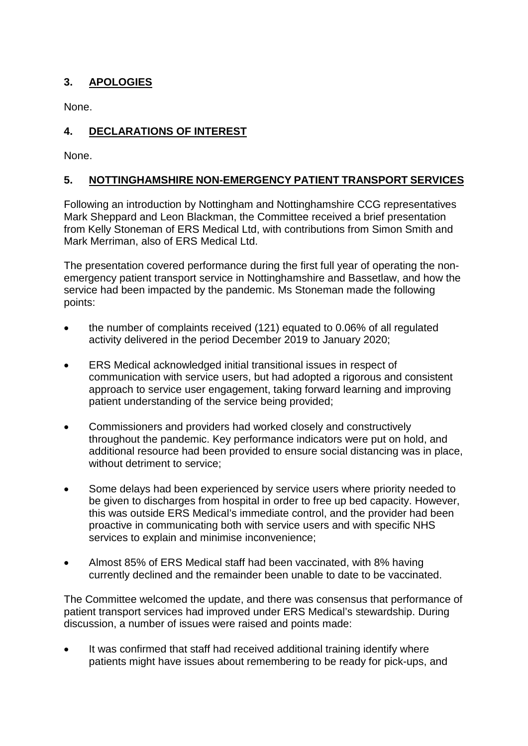## 3. APOLOGIES

None.

## 4. DECLARATIONS OF INTEREST

None.

## 5. NOTTINGHAMSHIRE NON-EMERGENCY PATIENT TRANSPORT SERVICES

Following an introduction by Nottingham and Nottinghamshire CCG representatives Mark Sheppard and Leon Blackman, the Committee received a brief presentation from Kelly Stoneman of ERS Medical Ltd, with contributions from Simon Smith and Mark Merriman, also of ERS Medical Ltd.

The presentation covered performance during the first full year of operating the non-emergency patient transport service in Nottinghamshire and Bassetlaw, and how the service had been impacted by the pandemic. Ms Stoneman made the following points:

- the number of complaints received (121) equated to 0.06% of all regulated activity delivered in the period December 2019 to January 2020;
- ERS Medical acknowledged initial transitional issues in respect of communication with service users, but had adopted a rigorous and consistent approach to service user engagement, taking forward learning and improving patient understanding of the service being provided;
- Commissioners and providers had worked closely and constructively throughout the pandemic. Key performance indicators were put on hold, and additional resource had been provided to ensure social distancing was in place, without detriment to service;
- Some delays had been experienced by service users where priority needed to be given to discharges from hospital in order to free up bed capacity. However, this was outside ERS Medical's immediate control, and the provider had been proactive in communicating both with service users and with specific NHS services to explain and minimise inconvenience;
- Almost 85% of ERS Medical staff had been vaccinated, with 8% having currently declined and the remainder been unable to date to be vaccinated.

The Committee welcomed the update, and there was consensus that performance of patient transport services had improved under ERS Medical's stewardship. During discussion, a number of issues were raised and points made:

- It was confirmed that staff had received additional training identify where patients might have issues about remembering to be ready for pick-ups, and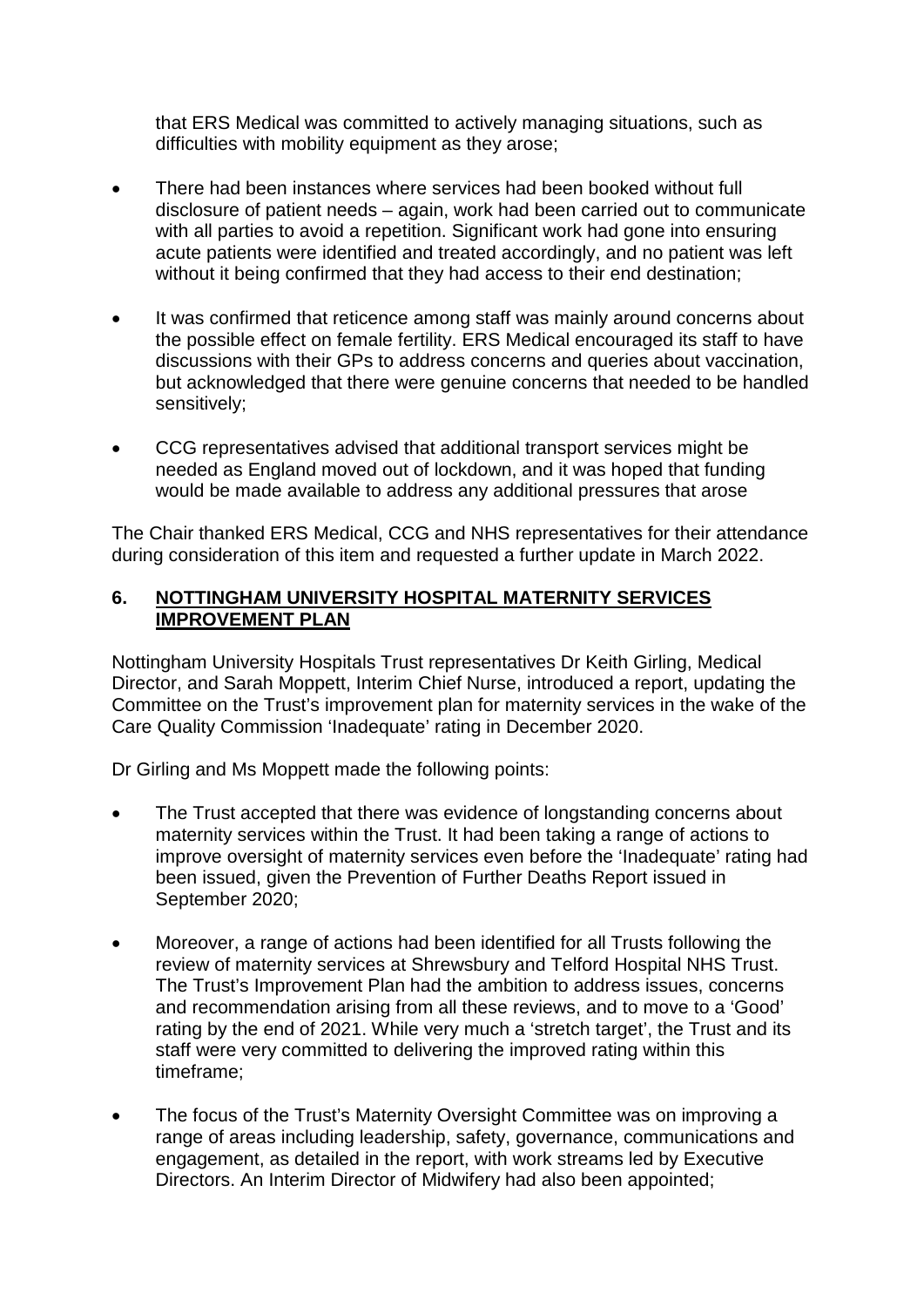that ERS Medical was committed to actively managing situations, such as difficulties with mobility equipment as they arose;

- There had been instances where services had been booked without full disclosure of patient needs – again, work had been carried out to communicate with all parties to avoid a repetition. Significant work had gone into ensuring acute patients were identified and treated accordingly, and no patient was left without it being confirmed that they had access to their end destination;

- It was confirmed that reticence among staff was mainly around concerns about the possible effect on female fertility. ERS Medical encouraged its staff to have discussions with their GPs to address concerns and queries about vaccination, but acknowledged that there were genuine concerns that needed to be handled sensitively;

- CCG representatives advised that additional transport services might be needed as England moved out of lockdown, and it was hoped that funding would be made available to address any additional pressures that arose

The Chair thanked ERS Medical, CCG and NHS representatives for their attendance during consideration of this item and requested a further update in March 2022.

## 6. NOTTINGHAM UNIVERSITY HOSPITAL MATERNITY SERVICES IMPROVEMENT PLAN

Nottingham University Hospitals Trust representatives Dr Keith Girling, Medical Director, and Sarah Moppett, Interim Chief Nurse, introduced a report, updating the Committee on the Trust's improvement plan for maternity services in the wake of the Care Quality Commission 'Inadequate' rating in December 2020.

Dr Girling and Ms Moppett made the following points:

- The Trust accepted that there was evidence of longstanding concerns about maternity services within the Trust. It had been taking a range of actions to improve oversight of maternity services even before the 'Inadequate' rating had been issued, given the Prevention of Further Deaths Report issued in September 2020;

- Moreover, a range of actions had been identified for all Trusts following the review of maternity services at Shrewsbury and Telford Hospital NHS Trust. The Trust's Improvement Plan had the ambition to address issues, concerns and recommendation arising from all these reviews, and to move to a 'Good' rating by the end of 2021. While very much a 'stretch target', the Trust and its staff were very committed to delivering the improved rating within this timeframe;

- The focus of the Trust's Maternity Oversight Committee was on improving a range of areas including leadership, safety, governance, communications and engagement, as detailed in the report, with work streams led by Executive Directors. An Interim Director of Midwifery had also been appointed;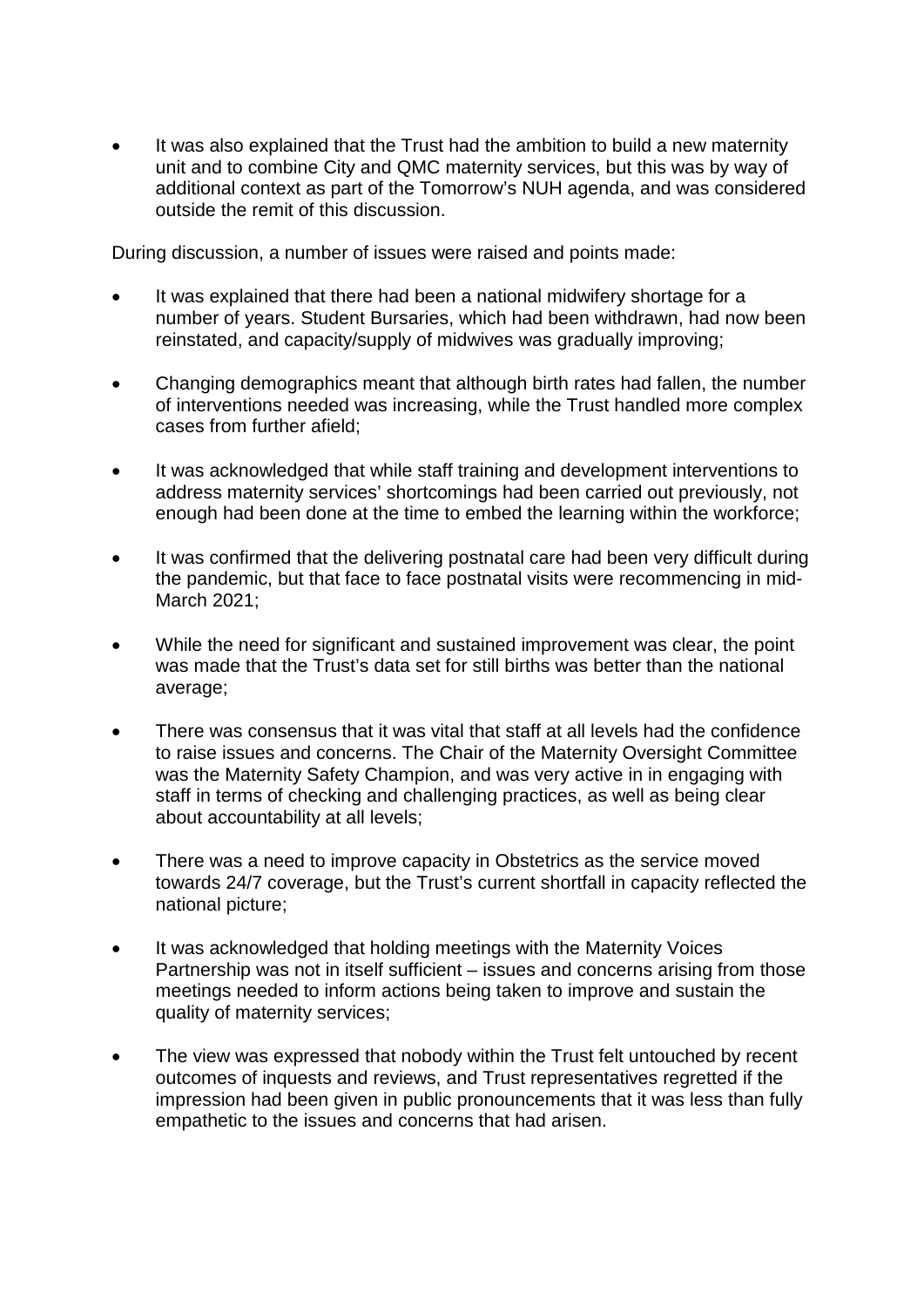- It was also explained that the Trust had the ambition to build a new maternity unit and to combine City and QMC maternity services, but this was by way of additional context as part of the Tomorrow's NUH agenda, and was considered outside the remit of this discussion.

During discussion, a number of issues were raised and points made:

- It was explained that there had been a national midwifery shortage for a number of years. Student Bursaries, which had been withdrawn, had now been reinstated, and capacity/supply of midwives was gradually improving;

- Changing demographics meant that although birth rates had fallen, the number of interventions needed was increasing, while the Trust handled more complex cases from further afield;

- It was acknowledged that while staff training and development interventions to address maternity services' shortcomings had been carried out previously, not enough had been done at the time to embed the learning within the workforce;

- It was confirmed that the delivering postnatal care had been very difficult during the pandemic, but that face to face postnatal visits were recommencing in mid-March 2021;

- While the need for significant and sustained improvement was clear, the point was made that the Trust's data set for still births was better than the national average;

- There was consensus that it was vital that staff at all levels had the confidence to raise issues and concerns. The Chair of the Maternity Oversight Committee was the Maternity Safety Champion, and was very active in in engaging with staff in terms of checking and challenging practices, as well as being clear about accountability at all levels;

- There was a need to improve capacity in Obstetrics as the service moved towards 24/7 coverage, but the Trust's current shortfall in capacity reflected the national picture;

- It was acknowledged that holding meetings with the Maternity Voices Partnership was not in itself sufficient – issues and concerns arising from those meetings needed to inform actions being taken to improve and sustain the quality of maternity services;

- The view was expressed that nobody within the Trust felt untouched by recent outcomes of inquests and reviews, and Trust representatives regretted if the impression had been given in public pronouncements that it was less than fully empathetic to the issues and concerns that had arisen.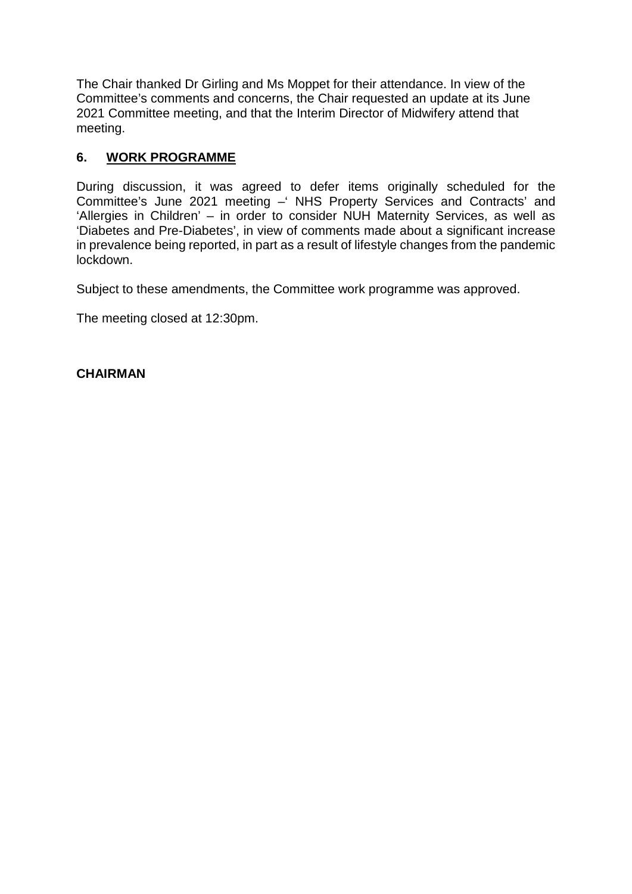The Chair thanked Dr Girling and Ms Moppet for their attendance. In view of the Committee's comments and concerns, the Chair requested an update at its June 2021 Committee meeting, and that the Interim Director of Midwifery attend that meeting.

## 6. WORK PROGRAMME

During discussion, it was agreed to defer items originally scheduled for the Committee's June 2021 meeting –' NHS Property Services and Contracts' and 'Allergies in Children' – in order to consider NUH Maternity Services, as well as 'Diabetes and Pre-Diabetes', in view of comments made about a significant increase in prevalence being reported, in part as a result of lifestyle changes from the pandemic lockdown.

Subject to these amendments, the Committee work programme was approved.

The meeting closed at 12:30pm.

**CHAIRMAN**